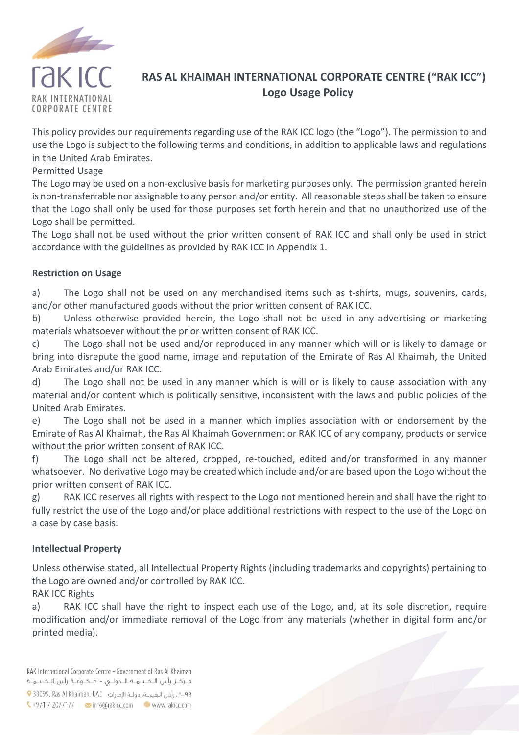# RAS AL KHAIMAH INTERNATIONAL CORPORATE CENTRE ("RAK ICC")
## Logo Usage Policy

This policy provides our requirements regarding use of the RAK ICC logo (the "Logo"). The permission to and use the Logo is subject to the following terms and conditions, in addition to applicable laws and regulations in the United Arab Emirates.

Permitted Usage

The Logo may be used on a non-exclusive basis for marketing purposes only. The permission granted herein is non-transferrable nor assignable to any person and/or entity. All reasonable steps shall be taken to ensure that the Logo shall only be used for those purposes set forth herein and that no unauthorized use of the Logo shall be permitted.

The Logo shall not be used without the prior written consent of RAK ICC and shall only be used in strict accordance with the guidelines as provided by RAK ICC in Appendix 1.

**Restriction on Usage**

a) The Logo shall not be used on any merchandised items such as t-shirts, mugs, souvenirs, cards, and/or other manufactured goods without the prior written consent of RAK ICC.

b) Unless otherwise provided herein, the Logo shall not be used in any advertising or marketing materials whatsoever without the prior written consent of RAK ICC.

c) The Logo shall not be used and/or reproduced in any manner which will or is likely to damage or bring into disrepute the good name, image and reputation of the Emirate of Ras Al Khaimah, the United Arab Emirates and/or RAK ICC.

d) The Logo shall not be used in any manner which is will or is likely to cause association with any material and/or content which is politically sensitive, inconsistent with the laws and public policies of the United Arab Emirates.

e) The Logo shall not be used in a manner which implies association with or endorsement by the Emirate of Ras Al Khaimah, the Ras Al Khaimah Government or RAK ICC of any company, products or service without the prior written consent of RAK ICC.

f) The Logo shall not be altered, cropped, re-touched, edited and/or transformed in any manner whatsoever. No derivative Logo may be created which include and/or are based upon the Logo without the prior written consent of RAK ICC.

g) RAK ICC reserves all rights with respect to the Logo not mentioned herein and shall have the right to fully restrict the use of the Logo and/or place additional restrictions with respect to the use of the Logo on a case by case basis.

**Intellectual Property**

Unless otherwise stated, all Intellectual Property Rights (including trademarks and copyrights) pertaining to the Logo are owned and/or controlled by RAK ICC.

RAK ICC Rights

a) RAK ICC shall have the right to inspect each use of the Logo, and, at its sole discretion, require modification and/or immediate removal of the Logo from any materials (whether in digital form and/or printed media).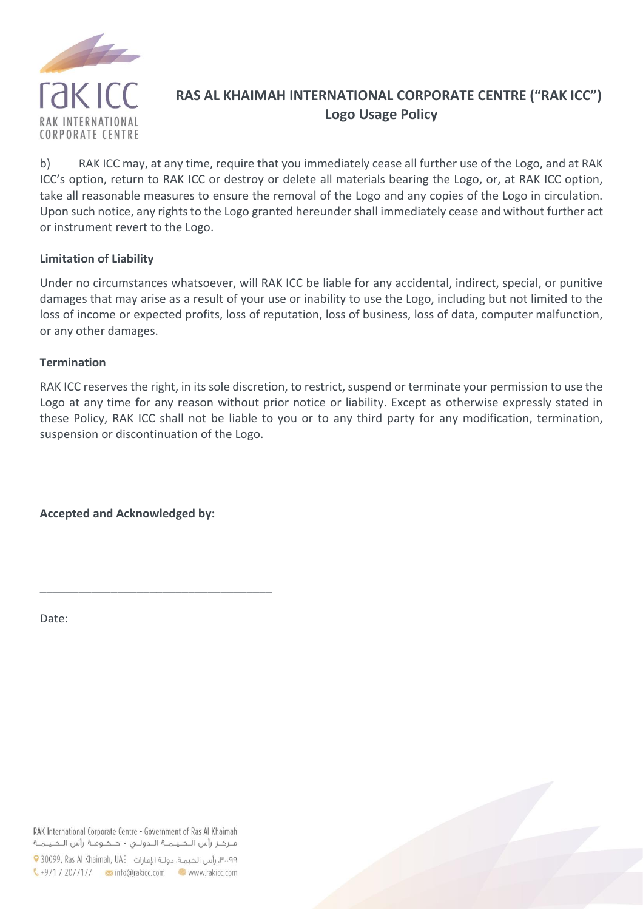b) RAK ICC may, at any time, require that you immediately cease all further use of the Logo, and at RAK ICC's option, return to RAK ICC or destroy or delete all materials bearing the Logo, or, at RAK ICC option, take all reasonable measures to ensure the removal of the Logo and any copies of the Logo in circulation. Upon such notice, any rights to the Logo granted hereunder shall immediately cease and without further act or instrument revert to the Logo.

**Limitation of Liability**

Under no circumstances whatsoever, will RAK ICC be liable for any accidental, indirect, special, or punitive damages that may arise as a result of your use or inability to use the Logo, including but not limited to the loss of income or expected profits, loss of reputation, loss of business, loss of data, computer malfunction, or any other damages.

**Termination**

RAK ICC reserves the right, in its sole discretion, to restrict, suspend or terminate your permission to use the Logo at any time for any reason without prior notice or liability. Except as otherwise expressly stated in these Policy, RAK ICC shall not be liable to you or to any third party for any modification, termination, suspension or discontinuation of the Logo.

**Accepted and Acknowledged by:**

\_\_\_\_\_\_\_\_\_\_\_\_\_\_\_\_\_\_\_\_\_\_\_\_\_\_\_\_\_\_\_\_\_\_\_\_\_\_

Date: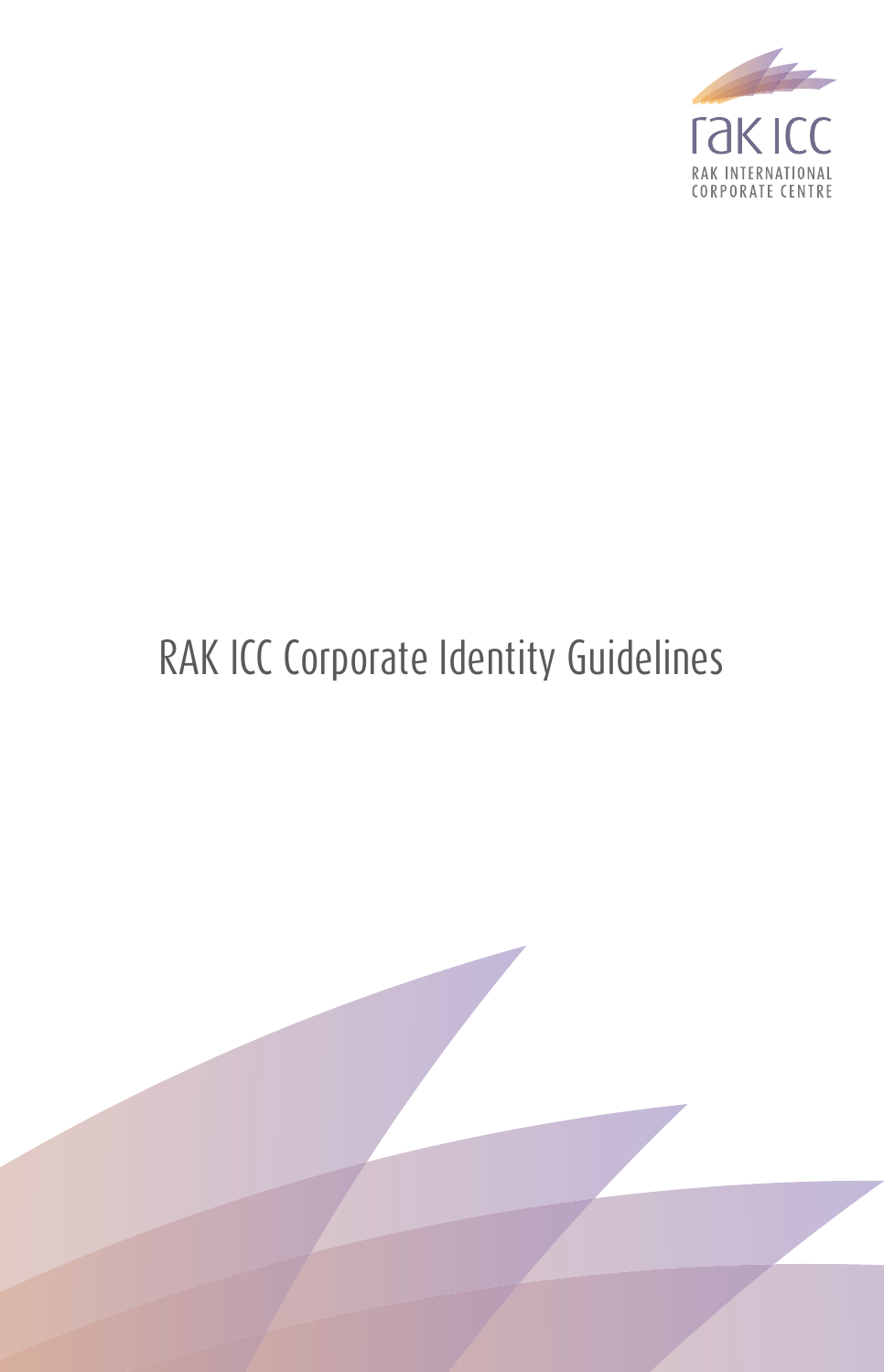rak ICC

RAK INTERNATIONAL CORPORATE CENTRE

# RAK ICC Corporate Identity Guidelines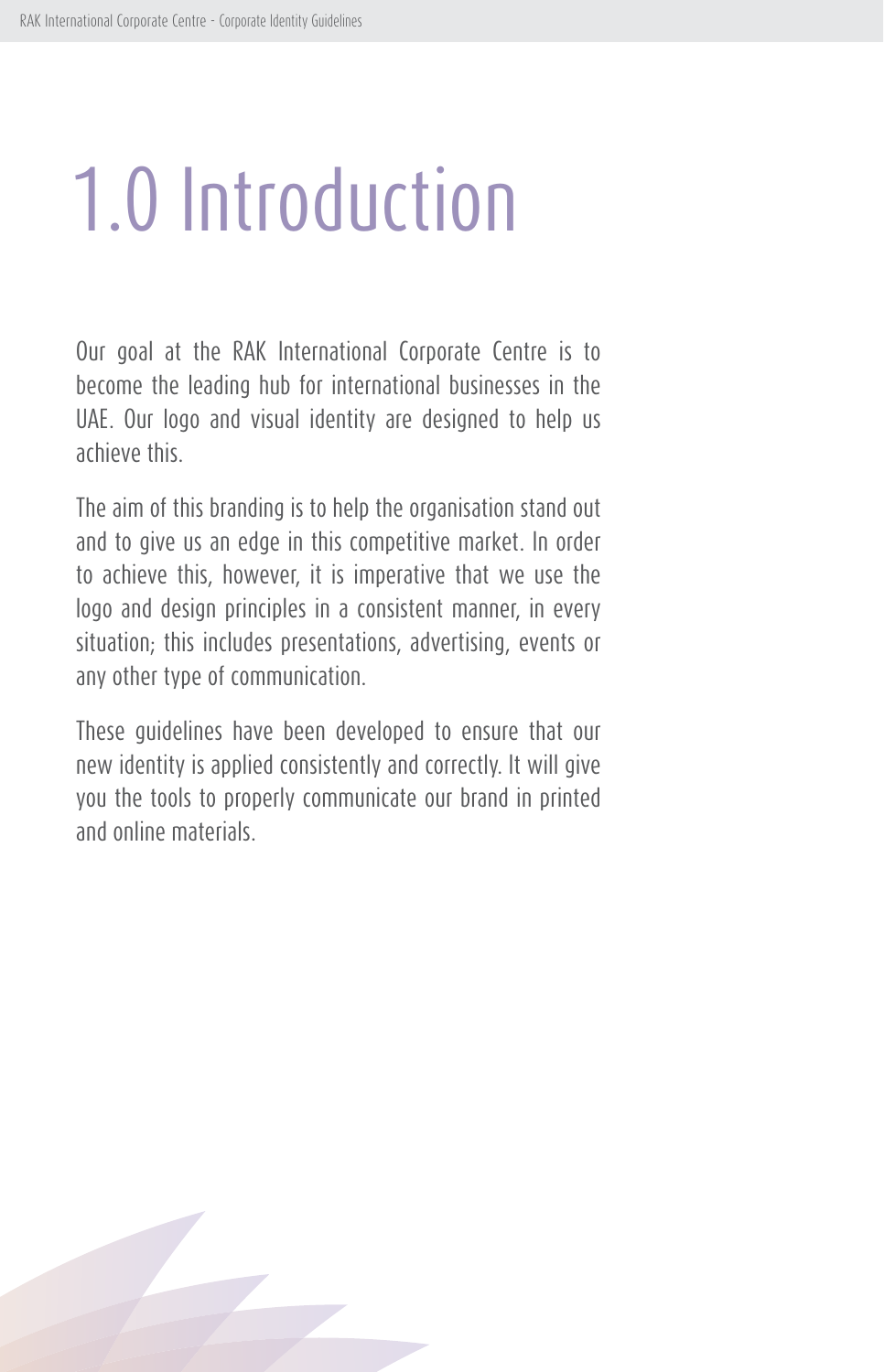# 1.0 Introduction

Our goal at the RAK International Corporate Centre is to become the leading hub for international businesses in the UAE. Our logo and visual identity are designed to help us achieve this.

The aim of this branding is to help the organisation stand out and to give us an edge in this competitive market. In order to achieve this, however, it is imperative that we use the logo and design principles in a consistent manner, in every situation; this includes presentations, advertising, events or any other type of communication.

These guidelines have been developed to ensure that our new identity is applied consistently and correctly. It will give you the tools to properly communicate our brand in printed and online materials.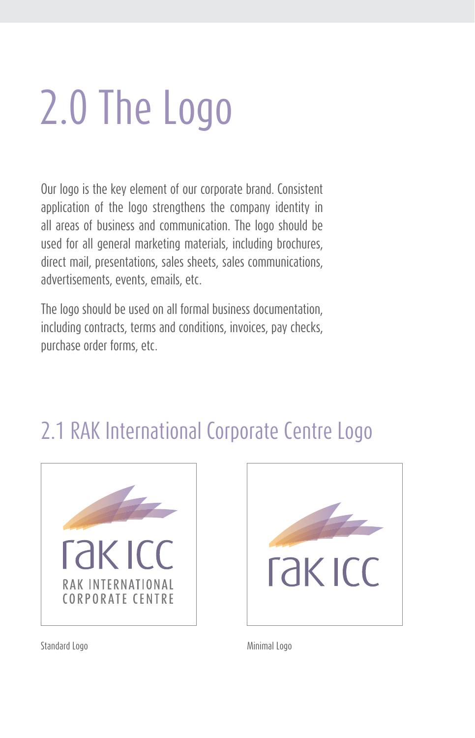# 2.0 The Logo

Our logo is the key element of our corporate brand. Consistent application of the logo strengthens the company identity in all areas of business and communication. The logo should be used for all general marketing materials, including brochures, direct mail, presentations, sales sheets, sales communications, advertisements, events, emails, etc.

The logo should be used on all formal business documentation, including contracts, terms and conditions, invoices, pay checks, purchase order forms, etc.

## 2.1 RAK International Corporate Centre Logo

rak ICC
RAK INTERNATIONAL
CORPORATE CENTRE

Standard Logo

rak ICC

Minimal Logo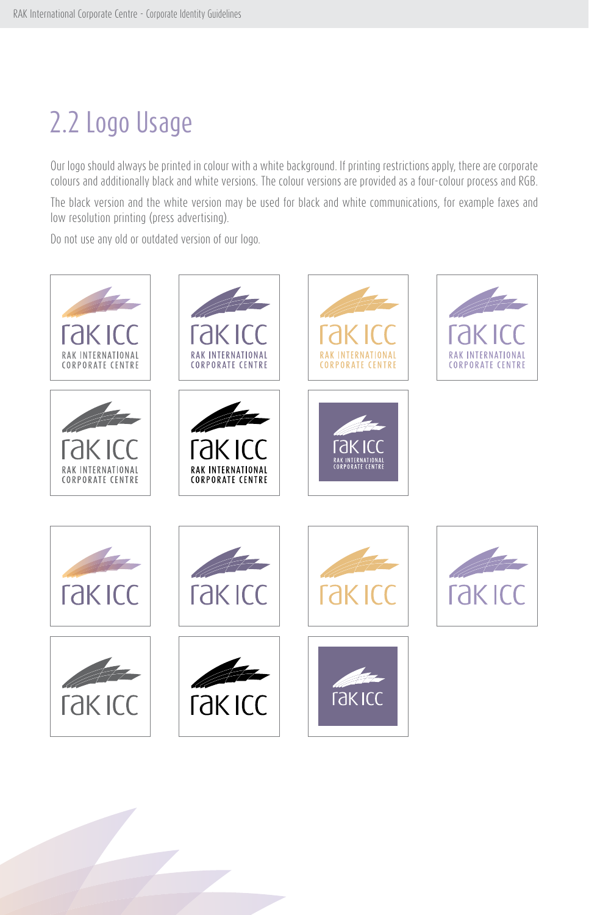# 2.2 Logo Usage

Our logo should always be printed in colour with a white background. If printing restrictions apply, there are corporate colours and additionally black and white versions. The colour versions are provided as a four-colour process and RGB.

The black version and the white version may be used for black and white communications, for example faxes and low resolution printing (press advertising).

Do not use any old or outdated version of our logo.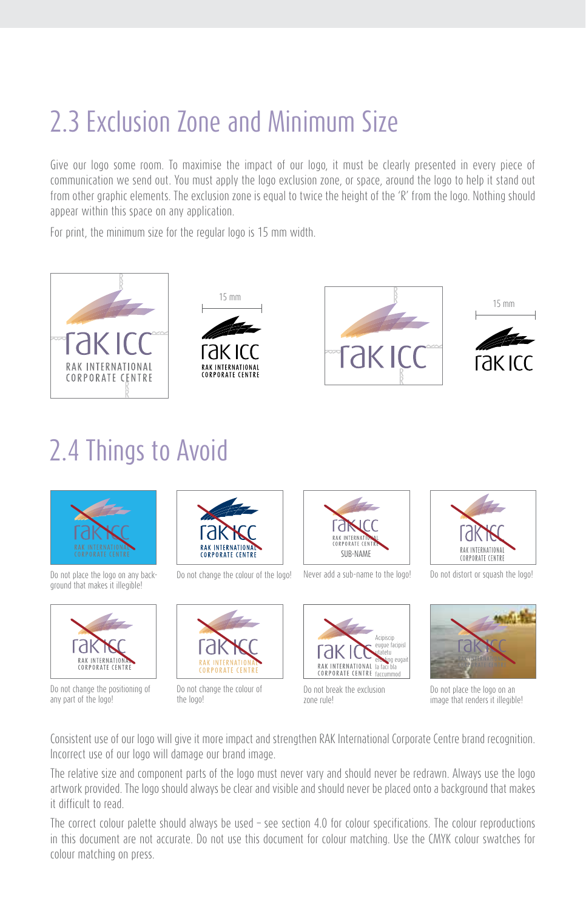## 2.3 Exclusion Zone and Minimum Size

Give our logo some room. To maximise the impact of our logo, it must be clearly presented in every piece of communication we send out. You must apply the logo exclusion zone, or space, around the logo to help it stand out from other graphic elements. The exclusion zone is equal to twice the height of the 'R' from the logo. Nothing should appear within this space on any application.

For print, the minimum size for the regular logo is 15 mm width.

15 mm

15 mm

## 2.4 Things to Avoid

Do not place the logo on any background that makes it illegible!

Do not change the colour of the logo!

Never add a sub-name to the logo!

Do not distort or squash the logo!

Do not change the positioning of any part of the logo!

Do not change the colour of the logo!

Do not break the exclusion zone rule!

Do not place the logo on an image that renders it illegible!

Consistent use of our logo will give it more impact and strengthen RAK International Corporate Centre brand recognition. Incorrect use of our logo will damage our brand image.

The relative size and component parts of the logo must never vary and should never be redrawn. Always use the logo artwork provided. The logo should always be clear and visible and should never be placed onto a background that makes it difficult to read.

The correct colour palette should always be used – see section 4.0 for colour specifications. The colour reproductions in this document are not accurate. Do not use this document for colour matching. Use the CMYK colour swatches for colour matching on press.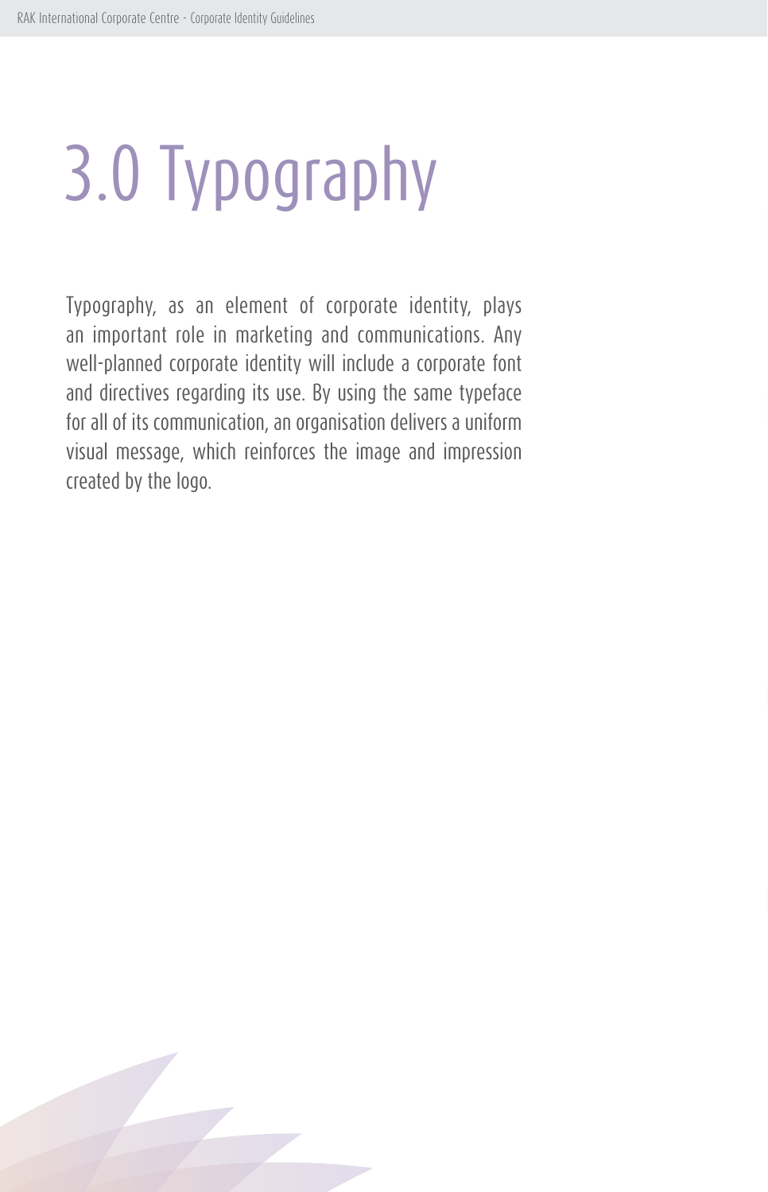# 3.0 Typography

Typography, as an element of corporate identity, plays an important role in marketing and communications. Any well-planned corporate identity will include a corporate font and directives regarding its use. By using the same typeface for all of its communication, an organisation delivers a uniform visual message, which reinforces the image and impression created by the logo.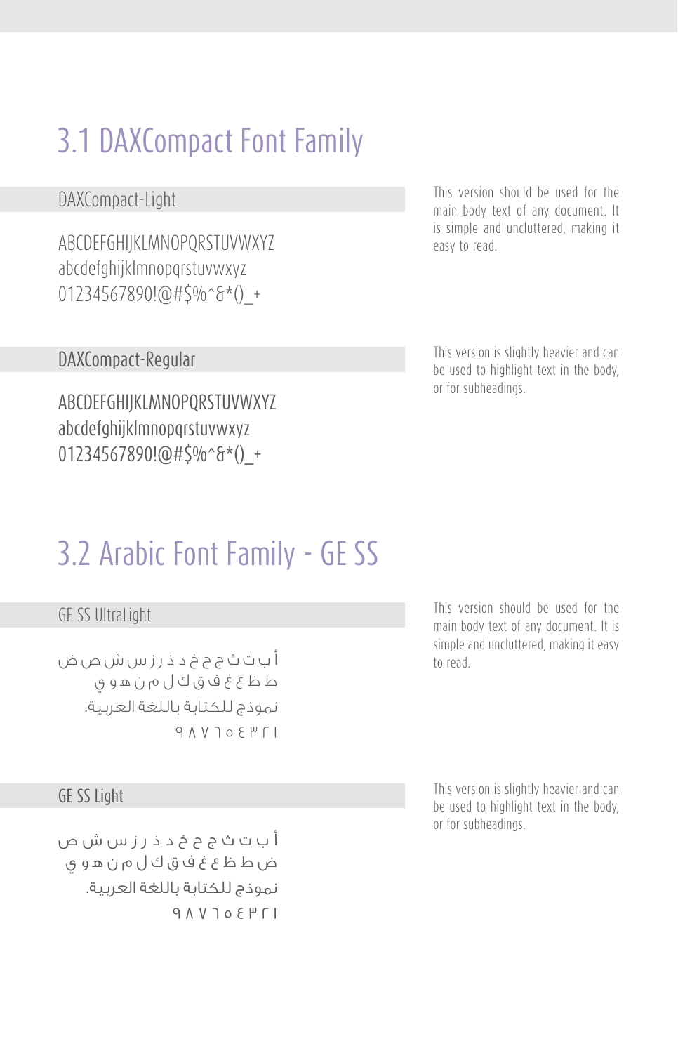# 3.1 DAXCompact Font Family

## DAXCompact-Light

ABCDEFGHIJKLMNOPQRSTUVWXYZ
abcdefghijklmnopqrstuvwxyz
01234567890!@#$%^&*()_+

This version should be used for the main body text of any document. It is simple and uncluttered, making it easy to read.

## DAXCompact-Regular

ABCDEFGHIJKLMNOPQRSTUVWXYZ
abcdefghijklmnopqrstuvwxyz
01234567890!@#$%^&*()_+

This version is slightly heavier and can be used to highlight text in the body, or for subheadings.

# 3.2 Arabic Font Family - GE SS

## GE SS UltraLight

أ ب ت ث ج ح خ د ذ ر ز س ش ص ض
ط ظ ع غ ف ق ك ل م ن ه و ي
نموذج للكتابة باللغة العربية.
١٢٣٤٥٦٧٨٩

This version should be used for the main body text of any document. It is simple and uncluttered, making it easy to read.

## GE SS Light

أ ب ت ث ج ح خ د ذ ر ز س ش ص
ض ط ظ ع غ ف ق ك ل م ن ه و ي
نموذج للكتابة باللغة العربية.
١٢٣٤٥٦٧٨٩

This version is slightly heavier and can be used to highlight text in the body, or for subheadings.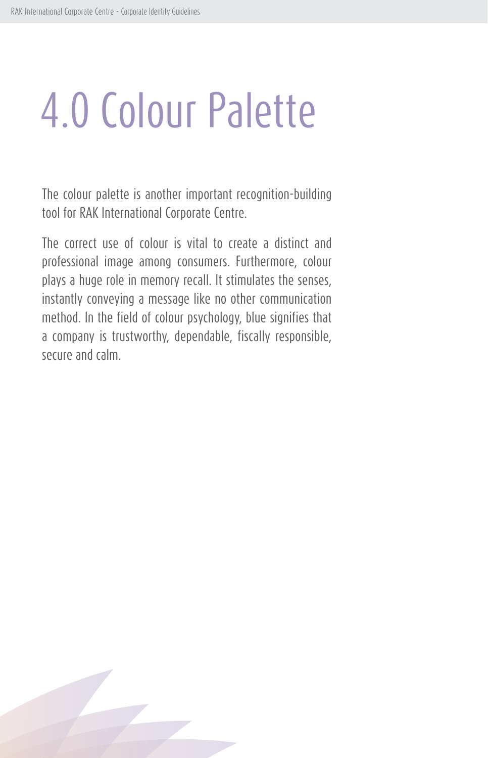# 4.0 Colour Palette

The colour palette is another important recognition-building tool for RAK International Corporate Centre.

The correct use of colour is vital to create a distinct and professional image among consumers. Furthermore, colour plays a huge role in memory recall. It stimulates the senses, instantly conveying a message like no other communication method. In the field of colour psychology, blue signifies that a company is trustworthy, dependable, fiscally responsible, secure and calm.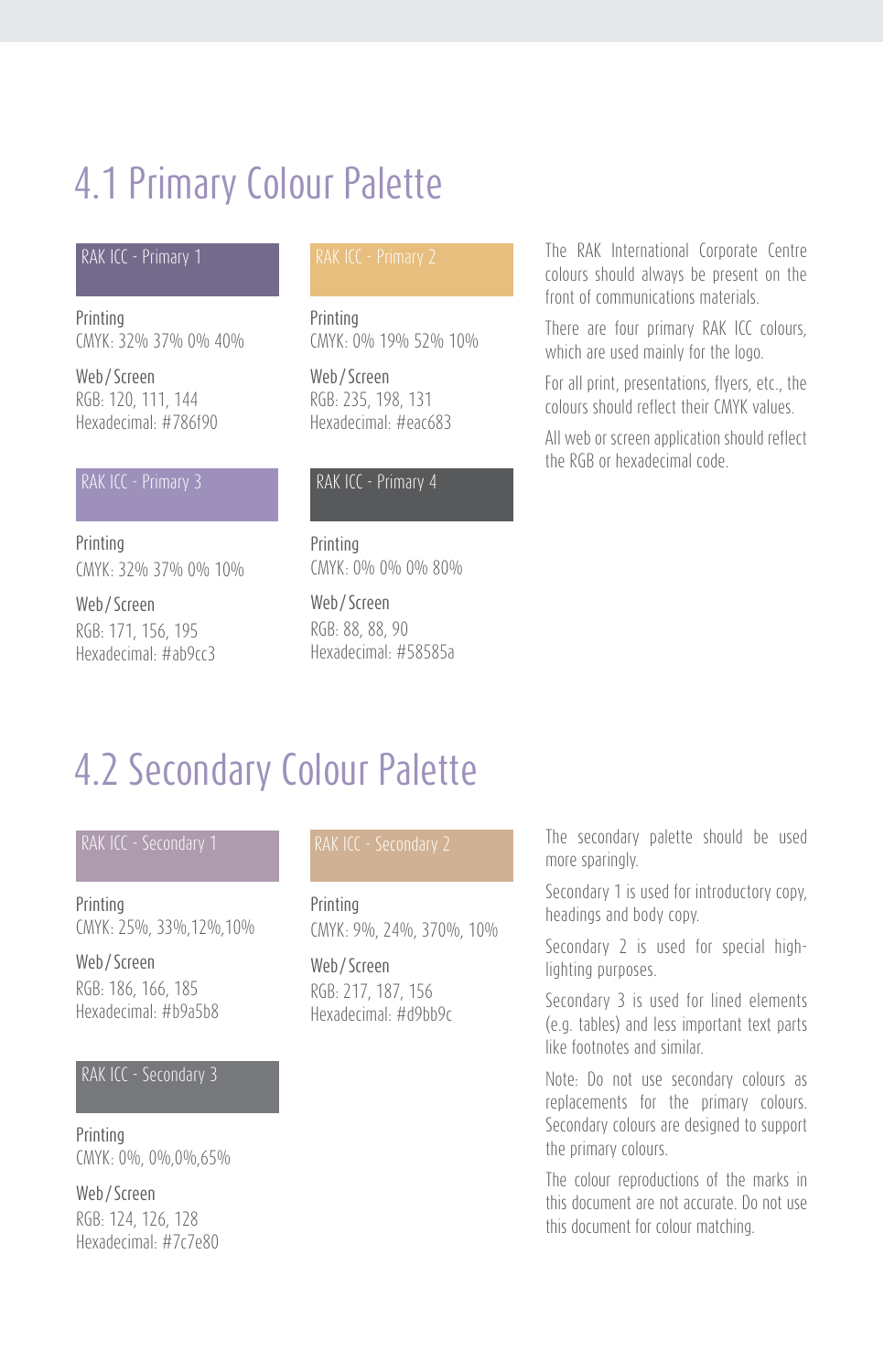# 4.1 Primary Colour Palette

### RAK ICC - Primary 1

Printing
CMYK: 32% 37% 0% 40%

Web / Screen
RGB: 120, 111, 144
Hexadecimal: #786f90

### RAK ICC - Primary 2

Printing
CMYK: 0% 19% 52% 10%

Web / Screen
RGB: 235, 198, 131
Hexadecimal: #eac683

### RAK ICC - Primary 3

Printing
CMYK: 32% 37% 0% 10%

Web / Screen
RGB: 171, 156, 195
Hexadecimal: #ab9cc3

### RAK ICC - Primary 4

Printing
CMYK: 0% 0% 0% 80%

Web / Screen
RGB: 88, 88, 90
Hexadecimal: #58585a

The RAK International Corporate Centre colours should always be present on the front of communications materials.

There are four primary RAK ICC colours, which are used mainly for the logo.

For all print, presentations, flyers, etc., the colours should reflect their CMYK values.

All web or screen application should reflect the RGB or hexadecimal code.

# 4.2 Secondary Colour Palette

### RAK ICC - Secondary 1

Printing
CMYK: 25%, 33%,12%,10%

Web / Screen
RGB: 186, 166, 185
Hexadecimal: #b9a5b8

### RAK ICC - Secondary 2

Printing
CMYK: 9%, 24%, 370%, 10%

Web / Screen
RGB: 217, 187, 156
Hexadecimal: #d9bb9c

### RAK ICC - Secondary 3

Printing
CMYK: 0%, 0%,0%,65%

Web / Screen
RGB: 124, 126, 128
Hexadecimal: #7c7e80

The secondary palette should be used more sparingly.

Secondary 1 is used for introductory copy, headings and body copy.

Secondary 2 is used for special highlighting purposes.

Secondary 3 is used for lined elements (e.g. tables) and less important text parts like footnotes and similar.

Note: Do not use secondary colours as replacements for the primary colours. Secondary colours are designed to support the primary colours.

The colour reproductions of the marks in this document are not accurate. Do not use this document for colour matching.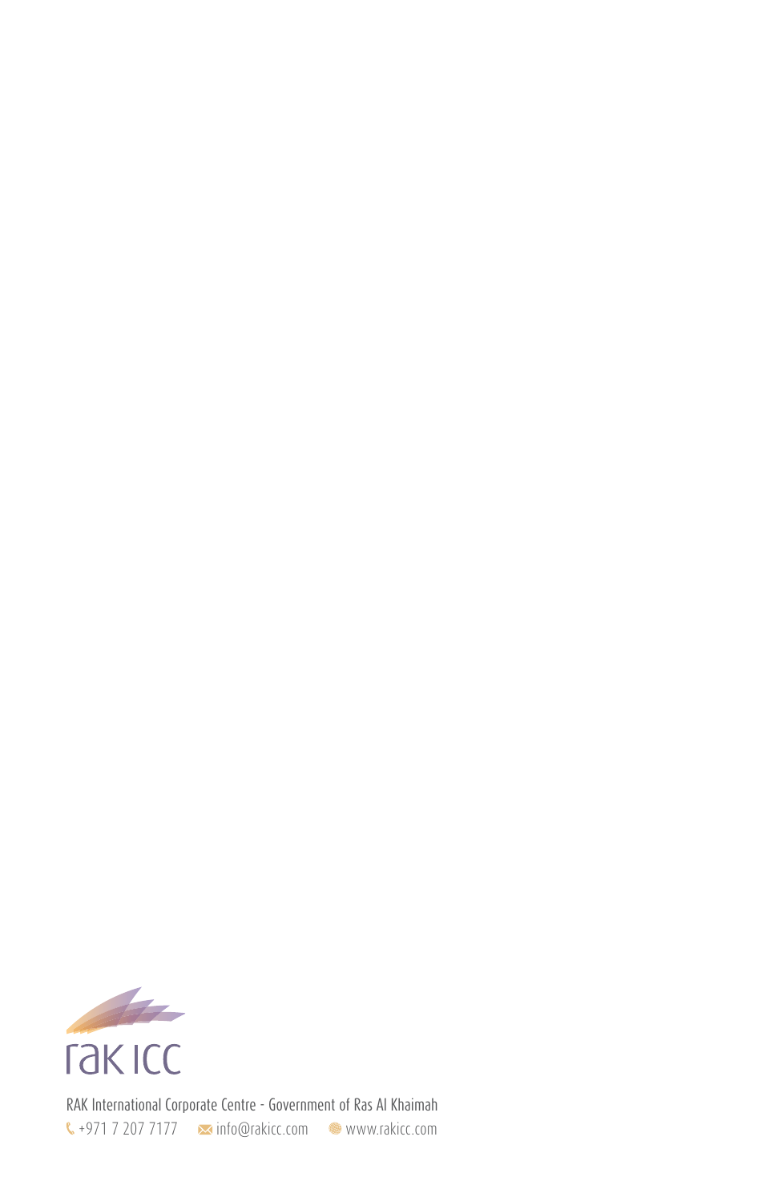rak icc

RAK International Corporate Centre - Government of Ras Al Khaimah

+971 7 207 7177 info@rakicc.com www.rakicc.com